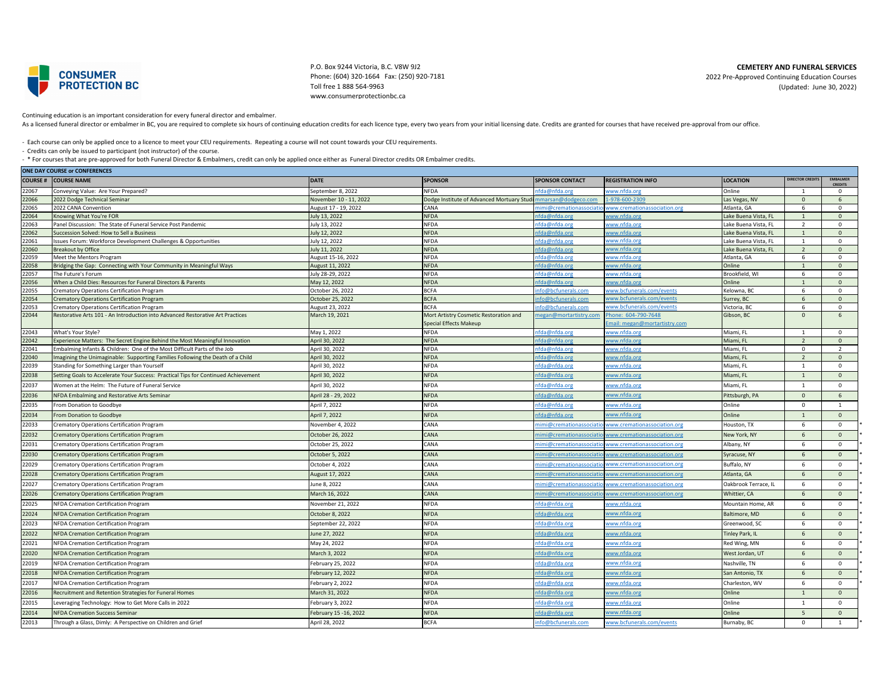CONSUMER PROTECTION BC

P.O. Box 9244 Victoria, B.C. V8W 9J2
Phone: (604) 320-1664 Fax: (250) 920-7181
Toll free 1 888 564-9963
www.consumerprotectionbc.ca

**CEMETERY AND FUNERAL SERVICES**
2022 Pre-Approved Continuing Education Courses
(Updated: June 30, 2022)

Continuing education is an important consideration for every funeral director and embalmer.
As a licensed funeral director or embalmer in BC, you are required to complete six hours of continuing education credits for each licence type, every two years from your initial licensing date. Credits are granted for courses that have received pre-approval from our office.

- Each course can only be applied once to a licence to meet your CEU requirements. Repeating a course will not count towards your CEU requirements.
- Credits can only be issued to participant (not instructor) of the course.
- * For courses that are pre-approved for both Funeral Director & Embalmers, credit can only be applied once either as Funeral Director credits OR Embalmer credits.

**ONE DAY COURSE or CONFERENCES**

| COURSE # | COURSE NAME | DATE | SPONSOR | SPONSOR CONTACT | REGISTRATION INFO | LOCATION | DIRECTOR CREDITS | EMBALMER CREDITS | |
|---|---|---|---|---|---|---|---|---|---|
| 22067 | Conveying Value: Are Your Prepared? | September 8, 2022 | NFDA | nfda@nfda.org | www.nfda.org | Online | 1 | 0 | |
| 22066 | 2022 Dodge Technical Seminar | November 10 - 11, 2022 | Dodge Institute of Advanced Mortuary Studi | mmarsan@dodgeco.com | 1-978-600-2309 | Las Vegas, NV | 0 | 6 | |
| 22065 | 2022 CANA Convention | August 17 - 19, 2022 | CANA | mimi@cremationassociatio | www.cremationassociation.org | Atlanta, GA | 6 | 0 | |
| 22064 | Knowing What You're FOR | July 13, 2022 | NFDA | nfda@nfda.org | www.nfda.org | Lake Buena Vista, FL | 1 | 0 | |
| 22063 | Panel Discussion: The State of Funeral Service Post Pandemic | July 13, 2022 | NFDA | nfda@nfda.org | www.nfda.org | Lake Buena Vista, FL | 2 | 0 | |
| 22062 | Succession Solved: How to Sell a Business | July 12, 2022 | NFDA | nfda@nfda.org | www.nfda.org | Lake Buena Vista, FL | 1 | 0 | |
| 22061 | Issues Forum: Workforce Development Challenges & Opportunities | July 12, 2022 | NFDA | nfda@nfda.org | www.nfda.org | Lake Buena Vista, FL | 1 | 0 | |
| 22060 | Breakout by Office | July 11, 2022 | NFDA | nfda@nfda.org | www.nfda.org | Lake Buena Vista, FL | 2 | 0 | |
| 22059 | Meet the Mentors Program | August 15-16, 2022 | NFDA | nfda@nfda.org | www.nfda.org | Atlanta, GA | 6 | 0 | |
| 22058 | Bridging the Gap: Connecting with Your Community in Meaningful Ways | August 11, 2022 | NFDA | nfda@nfda.org | www.nfda.org | Online | 1 | 0 | |
| 22057 | The Future's Forum | July 28-29, 2022 | NFDA | nfda@nfda.org | www.nfda.org | Brookfield, WI | 6 | 0 | |
| 22056 | When a Child Dies: Resources for Funeral Directors & Parents | May 12, 2022 | NFDA | nfda@nfda.org | www.nfda.org | Online | 1 | 0 | |
| 22055 | Crematory Operations Certification Program | October 26, 2022 | BCFA | info@bcfunerals.com | www.bcfunerals.com/events | Kelowna, BC | 6 | 0 | |
| 22054 | Crematory Operations Certification Program | October 25, 2022 | BCFA | info@bcfunerals.com | www.bcfunerals.com/events | Surrey, BC | 6 | 0 | |
| 22053 | Crematory Operations Certification Program | August 23, 2022 | BCFA | info@bcfunerals.com | www.bcfunerals.com/events | Victoria, BC | 6 | 0 | |
| 22044 | Restorative Arts 101 - An Introduction into Advanced Restorative Art Practices | March 19, 2021 | Mort Artistry Cosmetic Restoration and Special Effects Makeup | megan@mortartistry.com | Phone: 604-790-7648 Email: megan@mortartistry.com | Gibson, BC | 0 | 6 | |
| 22043 | What's Your Style? | May 1, 2022 | NFDA | nfda@nfda.org | www.nfda.org | Miami, FL | 1 | 0 | |
| 22042 | Experience Matters: The Secret Engine Behind the Most Meaningful Innovation | April 30, 2022 | NFDA | nfda@nfda.org | www.nfda.org | Miami, FL | 2 | 0 | |
| 22041 | Embalming Infants & Children: One of the Most Difficult Parts of the Job | April 30, 2022 | NFDA | nfda@nfda.org | www.nfda.org | Miami, FL | 0 | 2 | |
| 22040 | Imagining the Unimaginable: Supporting Families Following the Death of a Child | April 30, 2022 | NFDA | nfda@nfda.org | www.nfda.org | Miami, FL | 2 | 0 | |
| 22039 | Standing for Something Larger than Yourself | April 30, 2022 | NFDA | nfda@nfda.org | www.nfda.org | Miami, FL | 1 | 0 | |
| 22038 | Setting Goals to Accelerate Your Success: Practical Tips for Continued Achievement | April 30, 2022 | NFDA | nfda@nfda.org | www.nfda.org | Miami, FL | 1 | 0 | |
| 22037 | Women at the Helm: The Future of Funeral Service | April 30, 2022 | NFDA | nfda@nfda.org | www.nfda.org | Miami, FL | 1 | 0 | |
| 22036 | NFDA Embalming and Restorative Arts Seminar | April 28 - 29, 2022 | NFDA | nfda@nfda.org | www.nfda.org | Pittsburgh, PA | 0 | 6 | |
| 22035 | From Donation to Goodbye | April 7, 2022 | NFDA | nfda@nfda.org | www.nfda.org | Online | 0 | 1 | |
| 22034 | From Donation to Goodbye | April 7, 2022 | NFDA | nfda@nfda.org | www.nfda.org | Online | 1 | 0 | |
| 22033 | Crematory Operations Certification Program | November 4, 2022 | CANA | mimi@cremationassociatio | www.cremationassociation.org | Houston, TX | 6 | 0 | * |
| 22032 | Crematory Operations Certification Program | October 26, 2022 | CANA | mimi@cremationassociatio | www.cremationassociation.org | New York, NY | 6 | 0 | * |
| 22031 | Crematory Operations Certification Program | October 25, 2022 | CANA | mimi@cremationassociatio | www.cremationassociation.org | Albany, NY | 6 | 0 | * |
| 22030 | Crematory Operations Certification Program | October 5, 2022 | CANA | mimi@cremationassociatio | www.cremationassociation.org | Syracuse, NY | 6 | 0 | * |
| 22029 | Crematory Operations Certification Program | October 4, 2022 | CANA | mimi@cremationassociatio | www.cremationassociation.org | Buffalo, NY | 6 | 0 | * |
| 22028 | Crematory Operations Certification Program | August 17, 2022 | CANA | mimi@cremationassociatio | www.cremationassociation.org | Atlanta, GA | 6 | 0 | * |
| 22027 | Crematory Operations Certification Program | June 8, 2022 | CANA | mimi@cremationassociatio | www.cremationassociation.org | Oakbrook Terrace, IL | 6 | 0 | * |
| 22026 | Crematory Operations Certification Program | March 16, 2022 | CANA | mimi@cremationassociatio | www.cremationassociation.org | Whittier, CA | 6 | 0 | * |
| 22025 | NFDA Cremation Certification Program | November 21, 2022 | NFDA | nfda@nfda.org | www.nfda.org | Mountain Home, AR | 6 | 0 | * |
| 22024 | NFDA Cremation Certification Program | October 8, 2022 | NFDA | nfda@nfda.org | www.nfda.org | Baltimore, MD | 6 | 0 | * |
| 22023 | NFDA Cremation Certification Program | September 22, 2022 | NFDA | nfda@nfda.org | www.nfda.org | Greenwood, SC | 6 | 0 | * |
| 22022 | NFDA Cremation Certification Program | June 27, 2022 | NFDA | nfda@nfda.org | www.nfda.org | Tinley Park, IL | 6 | 0 | * |
| 22021 | NFDA Cremation Certification Program | May 24, 2022 | NFDA | nfda@nfda.org | www.nfda.org | Red Wing, MN | 6 | 0 | * |
| 22020 | NFDA Cremation Certification Program | March 3, 2022 | NFDA | nfda@nfda.org | www.nfda.org | West Jordan, UT | 6 | 0 | * |
| 22019 | NFDA Cremation Certification Program | February 25, 2022 | NFDA | nfda@nfda.org | www.nfda.org | Nashville, TN | 6 | 0 | * |
| 22018 | NFDA Cremation Certification Program | February 12, 2022 | NFDA | nfda@nfda.org | www.nfda.org | San Antonio, TX | 6 | 0 | * |
| 22017 | NFDA Cremation Certification Program | February 2, 2022 | NFDA | nfda@nfda.org | www.nfda.org | Charleston, WV | 6 | 0 | * |
| 22016 | Recruitment and Retention Strategies for Funeral Homes | March 31, 2022 | NFDA | nfda@nfda.org | www.nfda.org | Online | 1 | 0 | |
| 22015 | Leveraging Technology: How to Get More Calls in 2022 | February 3, 2022 | NFDA | nfda@nfda.org | www.nfda.org | Online | 1 | 0 | |
| 22014 | NFDA Cremation Success Seminar | February 15 -16, 2022 | NFDA | nfda@nfda.org | www.nfda.org | Online | 5 | 0 | |
| 22013 | Through a Glass, Dimly: A Perspective on Children and Grief | April 28, 2022 | BCFA | info@bcfunerals.com | www.bcfunerals.com/events | Burnaby, BC | 0 | 1 | * |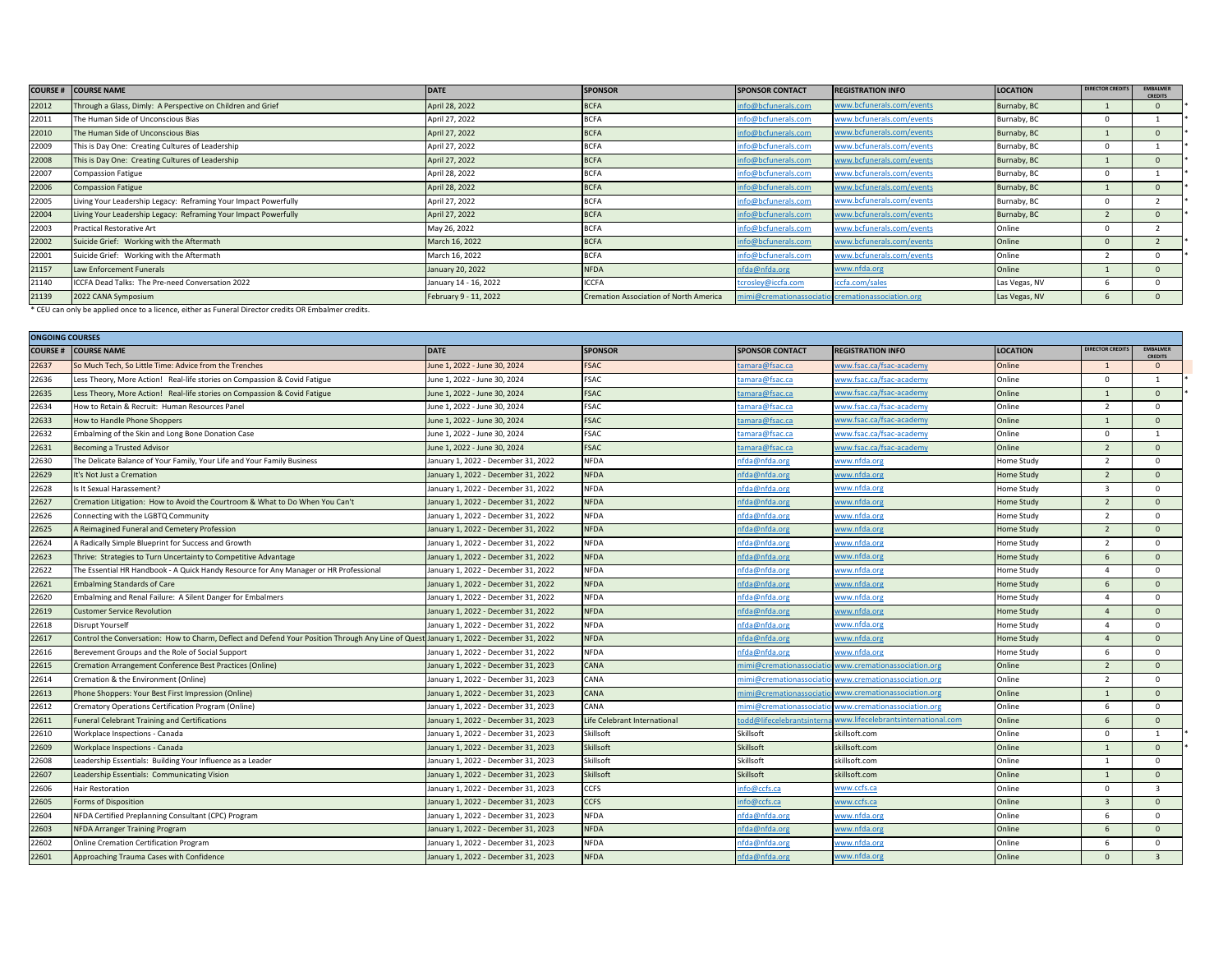| COURSE # | COURSE NAME | DATE | SPONSOR | SPONSOR CONTACT | REGISTRATION INFO | LOCATION | DIRECTOR CREDITS | EMBALMER CREDITS | |
|---|---|---|---|---|---|---|---|---|---|
| 22012 | Through a Glass, Dimly: A Perspective on Children and Grief | April 28, 2022 | BCFA | info@bcfunerals.com | www.bcfunerals.com/events | Burnaby, BC | 1 | 0 | * |
| 22011 | The Human Side of Unconscious Bias | April 27, 2022 | BCFA | info@bcfunerals.com | www.bcfunerals.com/events | Burnaby, BC | 0 | 1 | * |
| 22010 | The Human Side of Unconscious Bias | April 27, 2022 | BCFA | info@bcfunerals.com | www.bcfunerals.com/events | Burnaby, BC | 1 | 0 | * |
| 22009 | This is Day One: Creating Cultures of Leadership | April 27, 2022 | BCFA | info@bcfunerals.com | www.bcfunerals.com/events | Burnaby, BC | 0 | 1 | * |
| 22008 | This is Day One: Creating Cultures of Leadership | April 27, 2022 | BCFA | info@bcfunerals.com | www.bcfunerals.com/events | Burnaby, BC | 1 | 0 | * |
| 22007 | Compassion Fatigue | April 28, 2022 | BCFA | info@bcfunerals.com | www.bcfunerals.com/events | Burnaby, BC | 0 | 1 | * |
| 22006 | Compassion Fatigue | April 28, 2022 | BCFA | info@bcfunerals.com | www.bcfunerals.com/events | Burnaby, BC | 1 | 0 | * |
| 22005 | Living Your Leadership Legacy: Reframing Your Impact Powerfully | April 27, 2022 | BCFA | info@bcfunerals.com | www.bcfunerals.com/events | Burnaby, BC | 0 | 2 | * |
| 22004 | Living Your Leadership Legacy: Reframing Your Impact Powerfully | April 27, 2022 | BCFA | info@bcfunerals.com | www.bcfunerals.com/events | Burnaby, BC | 2 | 0 | * |
| 22003 | Practical Restorative Art | May 26, 2022 | BCFA | info@bcfunerals.com | www.bcfunerals.com/events | Online | 0 | 2 | |
| 22002 | Suicide Grief: Working with the Aftermath | March 16, 2022 | BCFA | info@bcfunerals.com | www.bcfunerals.com/events | Online | 0 | 2 | * |
| 22001 | Suicide Grief: Working with the Aftermath | March 16, 2022 | BCFA | info@bcfunerals.com | www.bcfunerals.com/events | Online | 2 | 0 | * |
| 21157 | Law Enforcement Funerals | January 20, 2022 | NFDA | nfda@nfda.org | www.nfda.org | Online | 1 | 0 | |
| 21140 | ICCFA Dead Talks: The Pre-need Conversation 2022 | January 14 - 16, 2022 | ICCFA | tcrosley@iccfa.com | iccfa.com/sales | Las Vegas, NV | 6 | 0 | |
| 21139 | 2022 CANA Symposium | February 9 - 11, 2022 | Cremation Association of North America | mimi@cremationassociatio | cremationassociation.org | Las Vegas, NV | 6 | 0 | |

* CEU can only be applied once to a licence, either as Funeral Director credits OR Embalmer credits.

## ONGOING COURSES

| COURSE # | COURSE NAME | DATE | SPONSOR | SPONSOR CONTACT | REGISTRATION INFO | LOCATION | DIRECTOR CREDITS | EMBALMER CREDITS | |
|---|---|---|---|---|---|---|---|---|---|
| 22637 | So Much Tech, So Little Time: Advice from the Trenches | June 1, 2022 - June 30, 2024 | FSAC | tamara@fsac.ca | www.fsac.ca/fsac-academy | Online | 1 | 0 | |
| 22636 | Less Theory, More Action! Real-life stories on Compassion & Covid Fatigue | June 1, 2022 - June 30, 2024 | FSAC | tamara@fsac.ca | www.fsac.ca/fsac-academy | Online | 0 | 1 | * |
| 22635 | Less Theory, More Action! Real-life stories on Compassion & Covid Fatigue | June 1, 2022 - June 30, 2024 | FSAC | tamara@fsac.ca | www.fsac.ca/fsac-academy | Online | 1 | 0 | * |
| 22634 | How to Retain & Recruit: Human Resources Panel | June 1, 2022 - June 30, 2024 | FSAC | tamara@fsac.ca | www.fsac.ca/fsac-academy | Online | 2 | 0 | |
| 22633 | How to Handle Phone Shoppers | June 1, 2022 - June 30, 2024 | FSAC | tamara@fsac.ca | www.fsac.ca/fsac-academy | Online | 1 | 0 | |
| 22632 | Embalming of the Skin and Long Bone Donation Case | June 1, 2022 - June 30, 2024 | FSAC | tamara@fsac.ca | www.fsac.ca/fsac-academy | Online | 0 | 1 | |
| 22631 | Becoming a Trusted Advisor | June 1, 2022 - June 30, 2024 | FSAC | tamara@fsac.ca | www.fsac.ca/fsac-academy | Online | 2 | 0 | |
| 22630 | The Delicate Balance of Your Family, Your Life and Your Family Business | January 1, 2022 - December 31, 2022 | NFDA | nfda@nfda.org | www.nfda.org | Home Study | 2 | 0 | |
| 22629 | It's Not Just a Cremation | January 1, 2022 - December 31, 2022 | NFDA | nfda@nfda.org | www.nfda.org | Home Study | 2 | 0 | |
| 22628 | Is It Sexual Harassement? | January 1, 2022 - December 31, 2022 | NFDA | nfda@nfda.org | www.nfda.org | Home Study | 3 | 0 | |
| 22627 | Cremation Litigation: How to Avoid the Courtroom & What to Do When You Can't | January 1, 2022 - December 31, 2022 | NFDA | nfda@nfda.org | www.nfda.org | Home Study | 2 | 0 | |
| 22626 | Connecting with the LGBTQ Community | January 1, 2022 - December 31, 2022 | NFDA | nfda@nfda.org | www.nfda.org | Home Study | 2 | 0 | |
| 22625 | A Reimagined Funeral and Cemetery Profession | January 1, 2022 - December 31, 2022 | NFDA | nfda@nfda.org | www.nfda.org | Home Study | 2 | 0 | |
| 22624 | A Radically Simple Blueprint for Success and Growth | January 1, 2022 - December 31, 2022 | NFDA | nfda@nfda.org | www.nfda.org | Home Study | 2 | 0 | |
| 22623 | Thrive: Strategies to Turn Uncertainty to Competitive Advantage | January 1, 2022 - December 31, 2022 | NFDA | nfda@nfda.org | www.nfda.org | Home Study | 6 | 0 | |
| 22622 | The Essential HR Handbook - A Quick Handy Resource for Any Manager or HR Professional | January 1, 2022 - December 31, 2022 | NFDA | nfda@nfda.org | www.nfda.org | Home Study | 4 | 0 | |
| 22621 | Embalming Standards of Care | January 1, 2022 - December 31, 2022 | NFDA | nfda@nfda.org | www.nfda.org | Home Study | 6 | 0 | |
| 22620 | Embalming and Renal Failure: A Silent Danger for Embalmers | January 1, 2022 - December 31, 2022 | NFDA | nfda@nfda.org | www.nfda.org | Home Study | 4 | 0 | |
| 22619 | Customer Service Revolution | January 1, 2022 - December 31, 2022 | NFDA | nfda@nfda.org | www.nfda.org | Home Study | 4 | 0 | |
| 22618 | Disrupt Yourself | January 1, 2022 - December 31, 2022 | NFDA | nfda@nfda.org | www.nfda.org | Home Study | 4 | 0 | |
| 22617 | Control the Conversation: How to Charm, Deflect and Defend Your Position Through Any Line of Quest | January 1, 2022 - December 31, 2022 | NFDA | nfda@nfda.org | www.nfda.org | Home Study | 4 | 0 | |
| 22616 | Bereavement Groups and the Role of Social Support | January 1, 2022 - December 31, 2022 | NFDA | nfda@nfda.org | www.nfda.org | Home Study | 6 | 0 | |
| 22615 | Cremation Arrangement Conference Best Practices (Online) | January 1, 2022 - December 31, 2023 | CANA | mimi@cremationassociatio | www.cremationassociation.org | Online | 2 | 0 | |
| 22614 | Cremation & the Environment (Online) | January 1, 2022 - December 31, 2023 | CANA | mimi@cremationassociatio | www.cremationassociation.org | Online | 2 | 0 | |
| 22613 | Phone Shoppers: Your Best First Impression (Online) | January 1, 2022 - December 31, 2023 | CANA | mimi@cremationassociatio | www.cremationassociation.org | Online | 1 | 0 | |
| 22612 | Crematory Operations Certification Program (Online) | January 1, 2022 - December 31, 2023 | CANA | mimi@cremationassociatio | www.cremationassociation.org | Online | 6 | 0 | |
| 22611 | Funeral Celebrant Training and Certifications | January 1, 2022 - December 31, 2023 | Life Celebrant International | todd@lifecelebrantsinterna | www.lifecelebrantsinternational.com | Online | 6 | 0 | |
| 22610 | Workplace Inspections - Canada | January 1, 2022 - December 31, 2023 | Skillsoft | Skillsoft | skillsoft.com | Online | 0 | 1 | * |
| 22609 | Workplace Inspections - Canada | January 1, 2022 - December 31, 2023 | Skillsoft | Skillsoft | skillsoft.com | Online | 1 | 0 | * |
| 22608 | Leadership Essentials: Building Your Influence as a Leader | January 1, 2022 - December 31, 2023 | Skillsoft | Skillsoft | skillsoft.com | Online | 1 | 0 | |
| 22607 | Leadership Essentials: Communicating Vision | January 1, 2022 - December 31, 2023 | Skillsoft | Skillsoft | skillsoft.com | Online | 1 | 0 | |
| 22606 | Hair Restoration | January 1, 2022 - December 31, 2023 | CCFS | info@ccfs.ca | www.ccfs.ca | Online | 0 | 3 | |
| 22605 | Forms of Disposition | January 1, 2022 - December 31, 2023 | CCFS | info@ccfs.ca | www.ccfs.ca | Online | 3 | 0 | |
| 22604 | NFDA Certified Preplanning Consultant (CPC) Program | January 1, 2022 - December 31, 2023 | NFDA | nfda@nfda.org | www.nfda.org | Online | 6 | 0 | |
| 22603 | NFDA Arranger Training Program | January 1, 2022 - December 31, 2023 | NFDA | nfda@nfda.org | www.nfda.org | Online | 6 | 0 | |
| 22602 | Online Cremation Certification Program | January 1, 2022 - December 31, 2023 | NFDA | nfda@nfda.org | www.nfda.org | Online | 6 | 0 | |
| 22601 | Approaching Trauma Cases with Confidence | January 1, 2022 - December 31, 2023 | NFDA | nfda@nfda.org | www.nfda.org | Online | 0 | 3 | |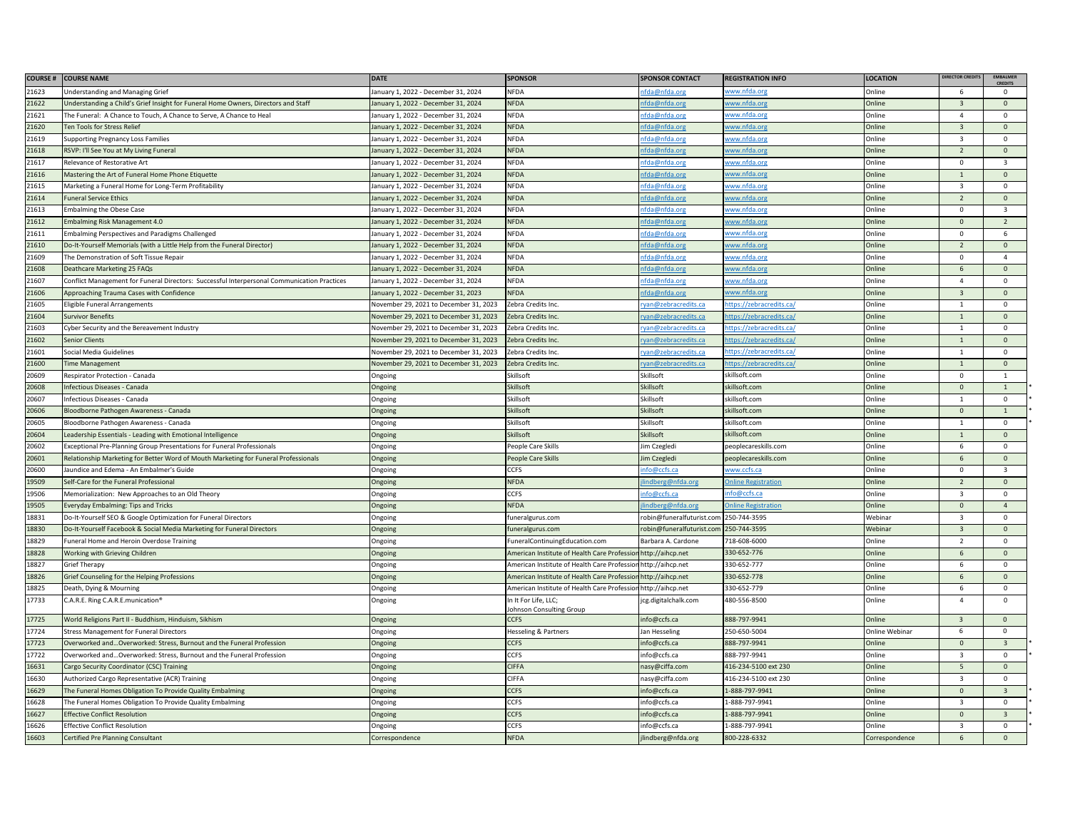| COURSE # | COURSE NAME | DATE | SPONSOR | SPONSOR CONTACT | REGISTRATION INFO | LOCATION | DIRECTOR CREDITS | EMBALMER CREDITS | |
|---|---|---|---|---|---|---|---|---|---|
| 21623 | Understanding and Managing Grief | January 1, 2022 - December 31, 2024 | NFDA | nfda@nfda.org | www.nfda.org | Online | 6 | 0 | |
| 21622 | Understanding a Child's Grief Insight for Funeral Home Owners, Directors and Staff | January 1, 2022 - December 31, 2024 | NFDA | nfda@nfda.org | www.nfda.org | Online | 3 | 0 | |
| 21621 | The Funeral: A Chance to Touch, A Chance to Serve, A Chance to Heal | January 1, 2022 - December 31, 2024 | NFDA | nfda@nfda.org | www.nfda.org | Online | 4 | 0 | |
| 21620 | Ten Tools for Stress Relief | January 1, 2022 - December 31, 2024 | NFDA | nfda@nfda.org | www.nfda.org | Online | 3 | 0 | |
| 21619 | Supporting Pregnancy Loss Families | January 1, 2022 - December 31, 2024 | NFDA | nfda@nfda.org | www.nfda.org | Online | 3 | 0 | |
| 21618 | RSVP: I'll See You at My Living Funeral | January 1, 2022 - December 31, 2024 | NFDA | nfda@nfda.org | www.nfda.org | Online | 2 | 0 | |
| 21617 | Relevance of Restorative Art | January 1, 2022 - December 31, 2024 | NFDA | nfda@nfda.org | www.nfda.org | Online | 0 | 3 | |
| 21616 | Mastering the Art of Funeral Home Phone Etiquette | January 1, 2022 - December 31, 2024 | NFDA | nfda@nfda.org | www.nfda.org | Online | 1 | 0 | |
| 21615 | Marketing a Funeral Home for Long-Term Profitability | January 1, 2022 - December 31, 2024 | NFDA | nfda@nfda.org | www.nfda.org | Online | 3 | 0 | |
| 21614 | Funeral Service Ethics | January 1, 2022 - December 31, 2024 | NFDA | nfda@nfda.org | www.nfda.org | Online | 2 | 0 | |
| 21613 | Embalming the Obese Case | January 1, 2022 - December 31, 2024 | NFDA | nfda@nfda.org | www.nfda.org | Online | 0 | 3 | |
| 21612 | Embalming Risk Management 4.0 | January 1, 2022 - December 31, 2024 | NFDA | nfda@nfda.org | www.nfda.org | Online | 0 | 2 | |
| 21611 | Embalming Perspectives and Paradigms Challenged | January 1, 2022 - December 31, 2024 | NFDA | nfda@nfda.org | www.nfda.org | Online | 0 | 6 | |
| 21610 | Do-It-Yourself Memorials (with a Little Help from the Funeral Director) | January 1, 2022 - December 31, 2024 | NFDA | nfda@nfda.org | www.nfda.org | Online | 2 | 0 | |
| 21609 | The Demonstration of Soft Tissue Repair | January 1, 2022 - December 31, 2024 | NFDA | nfda@nfda.org | www.nfda.org | Online | 0 | 4 | |
| 21608 | Deathcare Marketing 25 FAQs | January 1, 2022 - December 31, 2024 | NFDA | nfda@nfda.org | www.nfda.org | Online | 6 | 0 | |
| 21607 | Conflict Management for Funeral Directors: Successful Interpersonal Communication Practices | January 1, 2022 - December 31, 2024 | NFDA | nfda@nfda.org | www.nfda.org | Online | 4 | 0 | |
| 21606 | Approaching Trauma Cases with Confidence | January 1, 2022 - December 31, 2023 | NFDA | nfda@nfda.org | www.nfda.org | Online | 3 | 0 | |
| 21605 | Eligible Funeral Arrangements | November 29, 2021 to December 31, 2023 | Zebra Credits Inc. | ryan@zebracredits.ca | https://zebracredits.ca/ | Online | 1 | 0 | |
| 21604 | Survivor Benefits | November 29, 2021 to December 31, 2023 | Zebra Credits Inc. | ryan@zebracredits.ca | https://zebracredits.ca/ | Online | 1 | 0 | |
| 21603 | Cyber Security and the Bereavement Industry | November 29, 2021 to December 31, 2023 | Zebra Credits Inc. | ryan@zebracredits.ca | https://zebracredits.ca/ | Online | 1 | 0 | |
| 21602 | Senior Clients | November 29, 2021 to December 31, 2023 | Zebra Credits Inc. | ryan@zebracredits.ca | https://zebracredits.ca/ | Online | 1 | 0 | |
| 21601 | Social Media Guidelines | November 29, 2021 to December 31, 2023 | Zebra Credits Inc. | ryan@zebracredits.ca | https://zebracredits.ca/ | Online | 1 | 0 | |
| 21600 | Time Management | November 29, 2021 to December 31, 2023 | Zebra Credits Inc. | ryan@zebracredits.ca | https://zebracredits.ca/ | Online | 1 | 0 | |
| 20609 | Respirator Protection - Canada | Ongoing | Skillsoft | Skillsoft | skillsoft.com | Online | 0 | 1 | |
| 20608 | Infectious Diseases - Canada | Ongoing | Skillsoft | Skillsoft | skillsoft.com | Online | 0 | 1 | * |
| 20607 | Infectious Diseases - Canada | Ongoing | Skillsoft | Skillsoft | skillsoft.com | Online | 1 | 0 | * |
| 20606 | Bloodborne Pathogen Awareness - Canada | Ongoing | Skillsoft | Skillsoft | skillsoft.com | Online | 0 | 1 | * |
| 20605 | Bloodborne Pathogen Awareness - Canada | Ongoing | Skillsoft | Skillsoft | skillsoft.com | Online | 1 | 0 | * |
| 20604 | Leadership Essentials - Leading with Emotional Intelligence | Ongoing | Skillsoft | Skillsoft | skillsoft.com | Online | 1 | 0 | |
| 20602 | Exceptional Pre-Planning Group Presentations for Funeral Professionals | Ongoing | People Care Skills | Jim Czegledi | peoplecareskills.com | Online | 6 | 0 | |
| 20601 | Relationship Marketing for Better Word of Mouth Marketing for Funeral Professionals | Ongoing | People Care Skills | Jim Czegledi | peoplecareskills.com | Online | 6 | 0 | |
| 20600 | Jaundice and Edema - An Embalmer's Guide | Ongoing | CCFS | info@ccfs.ca | www.ccfs.ca | Online | 0 | 3 | |
| 19509 | Self-Care for the Funeral Professional | Ongoing | NFDA | jlindberg@nfda.org | Online Registration | Online | 2 | 0 | |
| 19506 | Memorialization: New Approaches to an Old Theory | Ongoing | CCFS | info@ccfs.ca | info@ccfs.ca | Online | 3 | 0 | |
| 19505 | Everyday Embalming: Tips and Tricks | Ongoing | NFDA | jlindberg@nfda.org | Online Registration | Online | 0 | 4 | |
| 18831 | Do-It-Yourself SEO & Google Optimization for Funeral Directors | Ongoing | funeralgurus.com | robin@funeralfuturist.com | 250-744-3595 | Webinar | 3 | 0 | |
| 18830 | Do-It-Yourself Facebook & Social Media Marketing for Funeral Directors | Ongoing | funeralgurus.com | robin@funeralfuturist.com | 250-744-3595 | Webinar | 3 | 0 | |
| 18829 | Funeral Home and Heroin Overdose Training | Ongoing | FuneralContinuingEducation.com | Barbara A. Cardone | 718-608-6000 | Online | 2 | 0 | |
| 18828 | Working with Grieving Children | Ongoing | American Institute of Health Care Profession | http://aihcp.net | 330-652-776 | Online | 6 | 0 | |
| 18827 | Grief Therapy | Ongoing | American Institute of Health Care Profession | http://aihcp.net | 330-652-777 | Online | 6 | 0 | |
| 18826 | Grief Counseling for the Helping Professions | Ongoing | American Institute of Health Care Profession | http://aihcp.net | 330-652-778 | Online | 6 | 0 | |
| 18825 | Death, Dying & Mourning | Ongoing | American Institute of Health Care Profession | http://aihcp.net | 330-652-779 | Online | 6 | 0 | |
| 17733 | C.A.R.E. Ring C.A.R.E.munication® | Ongoing | In It For Life, LLC; Johnson Consulting Group | jcg.digitalchalk.com | 480-556-8500 | Online | 4 | 0 | |
| 17725 | World Religions Part II - Buddhism, Hinduism, Sikhism | Ongoing | CCFS | info@ccfs.ca | 888-797-9941 | Online | 3 | 0 | |
| 17724 | Stress Management for Funeral Directors | Ongoing | Hesseling & Partners | Jan Hesseling | 250-650-5004 | Online Webinar | 6 | 0 | |
| 17723 | Overworked and…Overworked: Stress, Burnout and the Funeral Profession | Ongoing | CCFS | info@ccfs.ca | 888-797-9941 | Online | 0 | 3 | * |
| 17722 | Overworked and…Overworked: Stress, Burnout and the Funeral Profession | Ongoing | CCFS | info@ccfs.ca | 888-797-9941 | Online | 3 | 0 | * |
| 16631 | Cargo Security Coordinator (CSC) Training | Ongoing | CIFFA | nasy@ciffa.com | 416-234-5100 ext 230 | Online | 5 | 0 | |
| 16630 | Authorized Cargo Representative (ACR) Training | Ongoing | CIFFA | nasy@ciffa.com | 416-234-5100 ext 230 | Online | 3 | 0 | |
| 16629 | The Funeral Homes Obligation To Provide Quality Embalming | Ongoing | CCFS | info@ccfs.ca | 1-888-797-9941 | Online | 0 | 3 | * |
| 16628 | The Funeral Homes Obligation To Provide Quality Embalming | Ongoing | CCFS | info@ccfs.ca | 1-888-797-9941 | Online | 3 | 0 | * |
| 16627 | Effective Conflict Resolution | Ongoing | CCFS | info@ccfs.ca | 1-888-797-9941 | Online | 0 | 3 | * |
| 16626 | Effective Conflict Resolution | Ongoing | CCFS | info@ccfs.ca | 1-888-797-9941 | Online | 3 | 0 | * |
| 16603 | Certified Pre Planning Consultant | Correspondence | NFDA | jlindberg@nfda.org | 800-228-6332 | Correspondence | 6 | 0 | |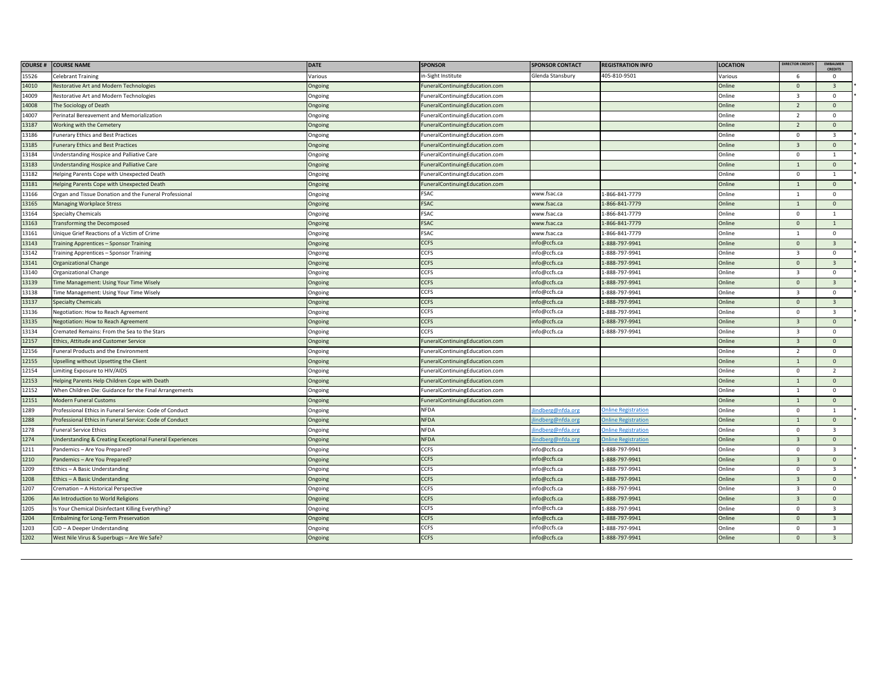| COURSE # | COURSE NAME | DATE | SPONSOR | SPONSOR CONTACT | REGISTRATION INFO | LOCATION | DIRECTOR CREDITS | EMBALMER CREDITS | |
|---|---|---|---|---|---|---|---|---|---|
| 15526 | Celebrant Training | Various | In-Sight Institute | Glenda Stansbury | 405-810-9501 | Various | 6 | 0 | |
| 14010 | Restorative Art and Modern Technologies | Ongoing | FuneralContinuingEducation.com | | | Online | 0 | 3 | * |
| 14009 | Restorative Art and Modern Technologies | Ongoing | FuneralContinuingEducation.com | | | Online | 3 | 0 | * |
| 14008 | The Sociology of Death | Ongoing | FuneralContinuingEducation.com | | | Online | 2 | 0 | |
| 14007 | Perinatal Bereavement and Memorialization | Ongoing | FuneralContinuingEducation.com | | | Online | 2 | 0 | |
| 13187 | Working with the Cemetery | Ongoing | FuneralContinuingEducation.com | | | Online | 2 | 0 | |
| 13186 | Funerary Ethics and Best Practices | Ongoing | FuneralContinuingEducation.com | | | Online | 0 | 3 | * |
| 13185 | Funerary Ethics and Best Practices | Ongoing | FuneralContinuingEducation.com | | | Online | 3 | 0 | * |
| 13184 | Understanding Hospice and Palliative Care | Ongoing | FuneralContinuingEducation.com | | | Online | 0 | 1 | * |
| 13183 | Understanding Hospice and Palliative Care | Ongoing | FuneralContinuingEducation.com | | | Online | 1 | 0 | * |
| 13182 | Helping Parents Cope with Unexpected Death | Ongoing | FuneralContinuingEducation.com | | | Online | 0 | 1 | * |
| 13181 | Helping Parents Cope with Unexpected Death | Ongoing | FuneralContinuingEducation.com | | | Online | 1 | 0 | * |
| 13166 | Organ and Tissue Donation and the Funeral Professional | Ongoing | FSAC | www.fsac.ca | 1-866-841-7779 | Online | 1 | 0 | |
| 13165 | Managing Workplace Stress | Ongoing | FSAC | www.fsac.ca | 1-866-841-7779 | Online | 1 | 0 | |
| 13164 | Specialty Chemicals | Ongoing | FSAC | www.fsac.ca | 1-866-841-7779 | Online | 0 | 1 | |
| 13163 | Transforming the Decomposed | Ongoing | FSAC | www.fsac.ca | 1-866-841-7779 | Online | 0 | 1 | |
| 13161 | Unique Grief Reactions of a Victim of Crime | Ongoing | FSAC | www.fsac.ca | 1-866-841-7779 | Online | 1 | 0 | |
| 13143 | Training Apprentices – Sponsor Training | Ongoing | CCFS | info@ccfs.ca | 1-888-797-9941 | Online | 0 | 3 | * |
| 13142 | Training Apprentices – Sponsor Training | Ongoing | CCFS | info@ccfs.ca | 1-888-797-9941 | Online | 3 | 0 | * |
| 13141 | Organizational Change | Ongoing | CCFS | info@ccfs.ca | 1-888-797-9941 | Online | 0 | 3 | * |
| 13140 | Organizational Change | Ongoing | CCFS | info@ccfs.ca | 1-888-797-9941 | Online | 3 | 0 | * |
| 13139 | Time Management: Using Your Time Wisely | Ongoing | CCFS | info@ccfs.ca | 1-888-797-9941 | Online | 0 | 3 | * |
| 13138 | Time Management: Using Your Time Wisely | Ongoing | CCFS | info@ccfs.ca | 1-888-797-9941 | Online | 3 | 0 | * |
| 13137 | Specialty Chemicals | Ongoing | CCFS | info@ccfs.ca | 1-888-797-9941 | Online | 0 | 3 | |
| 13136 | Negotiation: How to Reach Agreement | Ongoing | CCFS | info@ccfs.ca | 1-888-797-9941 | Online | 0 | 3 | * |
| 13135 | Negotiation: How to Reach Agreement | Ongoing | CCFS | info@ccfs.ca | 1-888-797-9941 | Online | 3 | 0 | * |
| 13134 | Cremated Remains: From the Sea to the Stars | Ongoing | CCFS | info@ccfs.ca | 1-888-797-9941 | Online | 3 | 0 | |
| 12157 | Ethics, Attitude and Customer Service | Ongoing | FuneralContinuingEducation.com | | | Online | 3 | 0 | |
| 12156 | Funeral Products and the Environment | Ongoing | FuneralContinuingEducation.com | | | Online | 2 | 0 | |
| 12155 | Upselling without Upsetting the Client | Ongoing | FuneralContinuingEducation.com | | | Online | 1 | 0 | |
| 12154 | Limiting Exposure to HIV/AIDS | Ongoing | FuneralContinuingEducation.com | | | Online | 0 | 2 | |
| 12153 | Helping Parents Help Children Cope with Death | Ongoing | FuneralContinuingEducation.com | | | Online | 1 | 0 | |
| 12152 | When Children Die: Guidance for the Final Arrangements | Ongoing | FuneralContinuingEducation.com | | | Online | 1 | 0 | |
| 12151 | Modern Funeral Customs | Ongoing | FuneralContinuingEducation.com | | | Online | 1 | 0 | |
| 1289 | Professional Ethics in Funeral Service: Code of Conduct | Ongoing | NFDA | jlindberg@nfda.org | Online Registration | Online | 0 | 1 | * |
| 1288 | Professional Ethics in Funeral Service: Code of Conduct | Ongoing | NFDA | jlindberg@nfda.org | Online Registration | Online | 1 | 0 | * |
| 1278 | Funeral Service Ethics | Ongoing | NFDA | jlindberg@nfda.org | Online Registration | Online | 0 | 3 | |
| 1274 | Understanding & Creating Exceptional Funeral Experiences | Ongoing | NFDA | jlindberg@nfda.org | Online Registration | Online | 3 | 0 | |
| 1211 | Pandemics – Are You Prepared? | Ongoing | CCFS | info@ccfs.ca | 1-888-797-9941 | Online | 0 | 3 | * |
| 1210 | Pandemics – Are You Prepared? | Ongoing | CCFS | info@ccfs.ca | 1-888-797-9941 | Online | 3 | 0 | * |
| 1209 | Ethics – A Basic Understanding | Ongoing | CCFS | info@ccfs.ca | 1-888-797-9941 | Online | 0 | 3 | * |
| 1208 | Ethics – A Basic Understanding | Ongoing | CCFS | info@ccfs.ca | 1-888-797-9941 | Online | 3 | 0 | * |
| 1207 | Cremation – A Historical Perspective | Ongoing | CCFS | info@ccfs.ca | 1-888-797-9941 | Online | 3 | 0 | |
| 1206 | An Introduction to World Religions | Ongoing | CCFS | info@ccfs.ca | 1-888-797-9941 | Online | 3 | 0 | |
| 1205 | Is Your Chemical Disinfectant Killing Everything? | Ongoing | CCFS | info@ccfs.ca | 1-888-797-9941 | Online | 0 | 3 | |
| 1204 | Embalming for Long-Term Preservation | Ongoing | CCFS | info@ccfs.ca | 1-888-797-9941 | Online | 0 | 3 | |
| 1203 | CJD – A Deeper Understanding | Ongoing | CCFS | info@ccfs.ca | 1-888-797-9941 | Online | 0 | 3 | |
| 1202 | West Nile Virus & Superbugs – Are We Safe? | Ongoing | CCFS | info@ccfs.ca | 1-888-797-9941 | Online | 0 | 3 | |